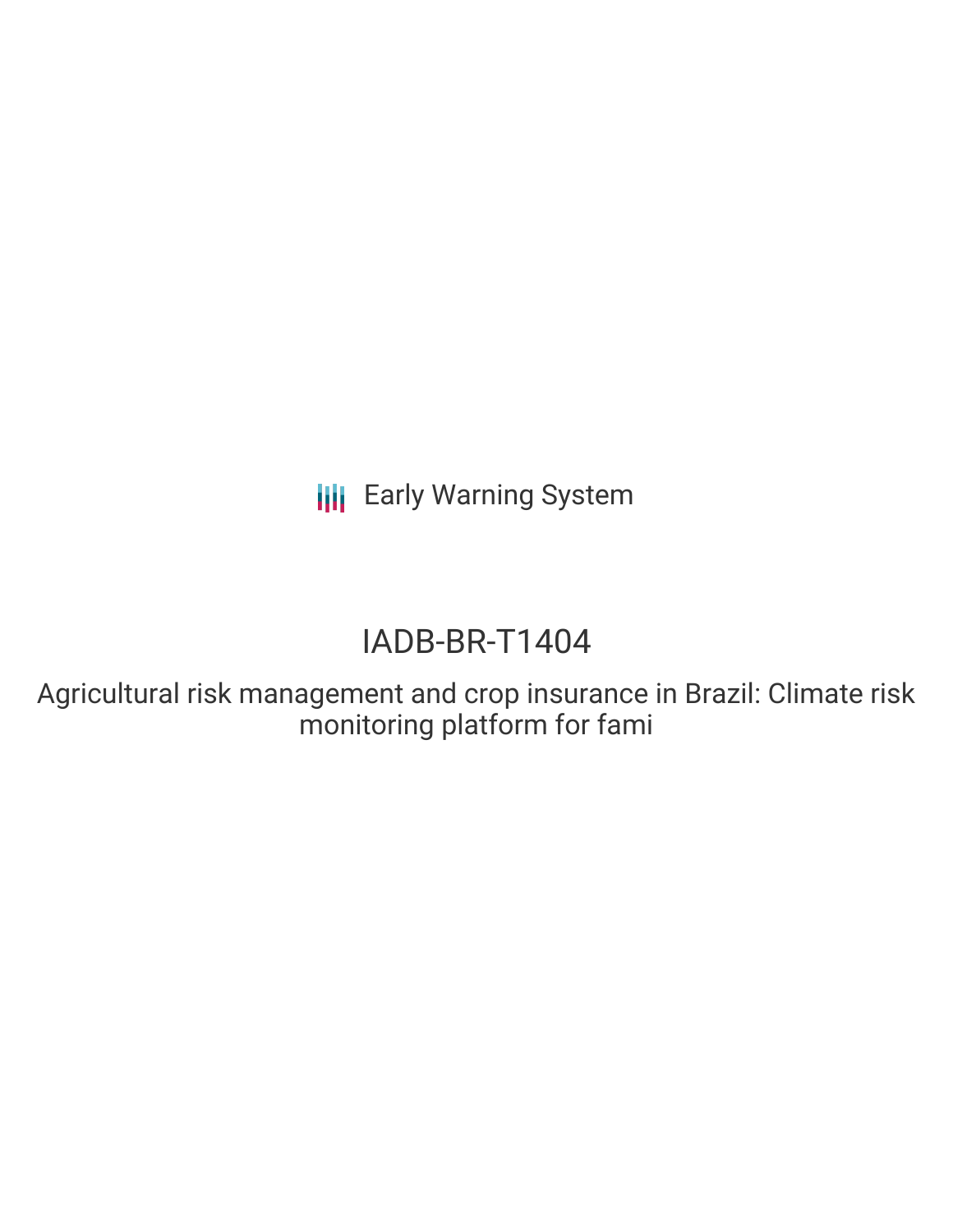Early Warning System

# IADB-BR-T1404

Agricultural risk management and crop insurance in Brazil: Climate risk monitoring platform for fami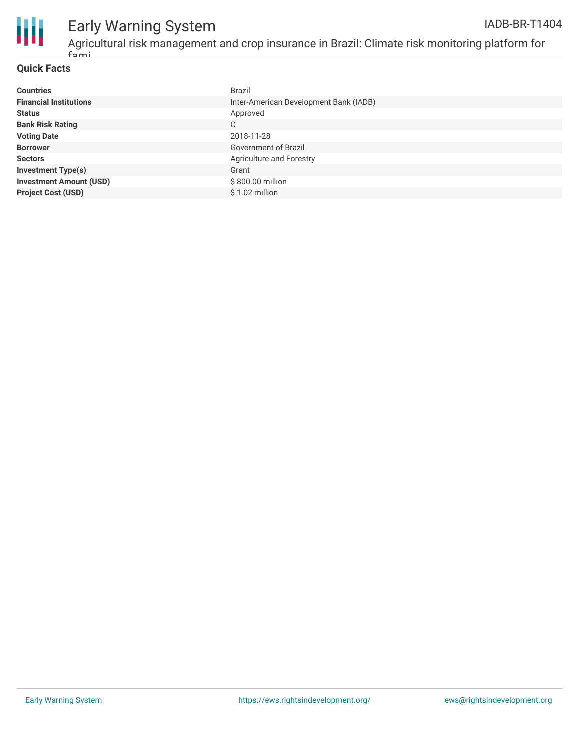## Quick Facts

| | |
|---|---|
| **Countries** | Brazil |
| **Financial Institutions** | Inter-American Development Bank (IADB) |
| **Status** | Approved |
| **Bank Risk Rating** | C |
| **Voting Date** | 2018-11-28 |
| **Borrower** | Government of Brazil |
| **Sectors** | Agriculture and Forestry |
| **Investment Type(s)** | Grant |
| **Investment Amount (USD)** | $ 800.00 million |
| **Project Cost (USD)** | $ 1.02 million |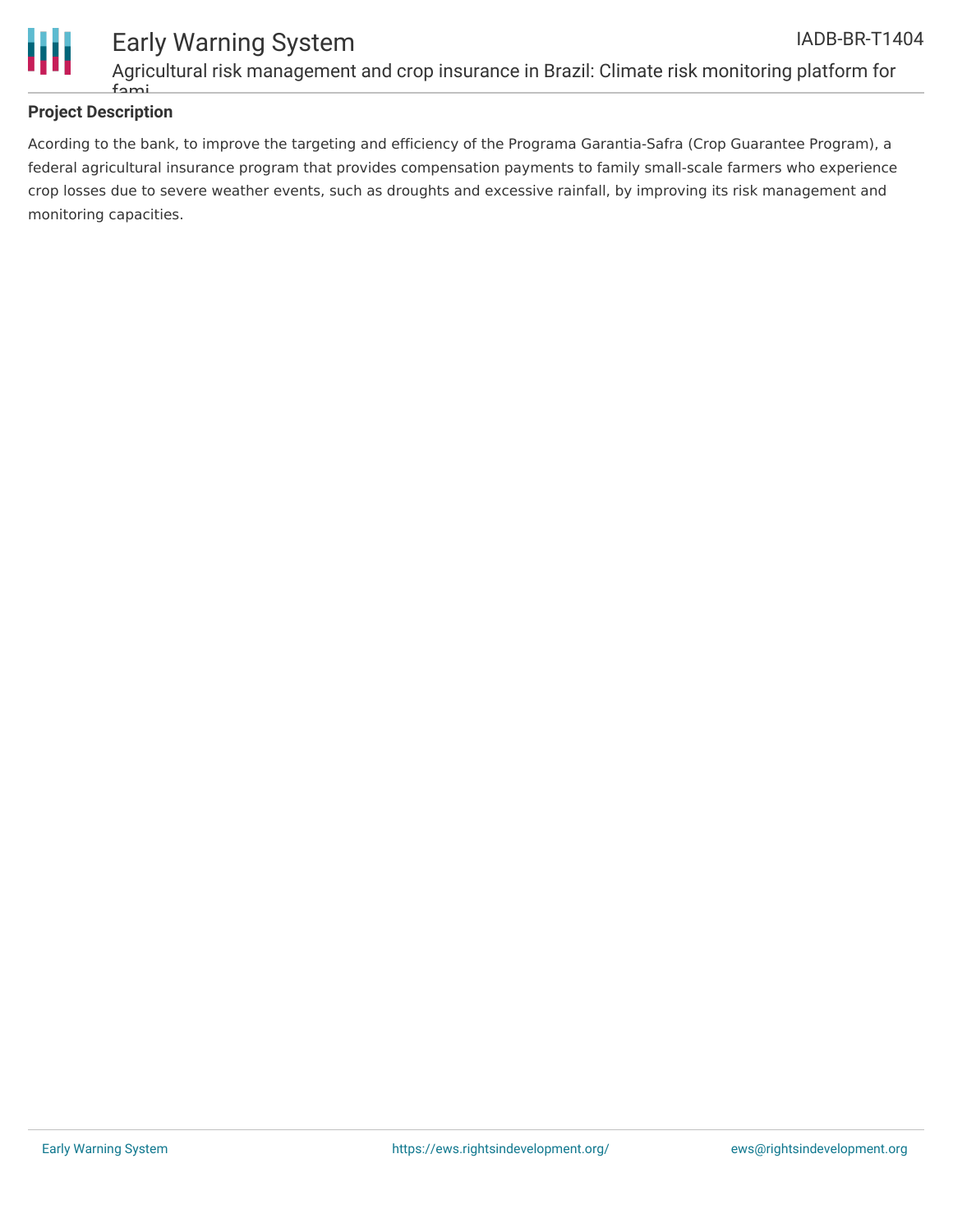**Project Description**

Acording to the bank, to improve the targeting and efficiency of the Programa Garantia-Safra (Crop Guarantee Program), a federal agricultural insurance program that provides compensation payments to family small-scale farmers who experience crop losses due to severe weather events, such as droughts and excessive rainfall, by improving its risk management and monitoring capacities.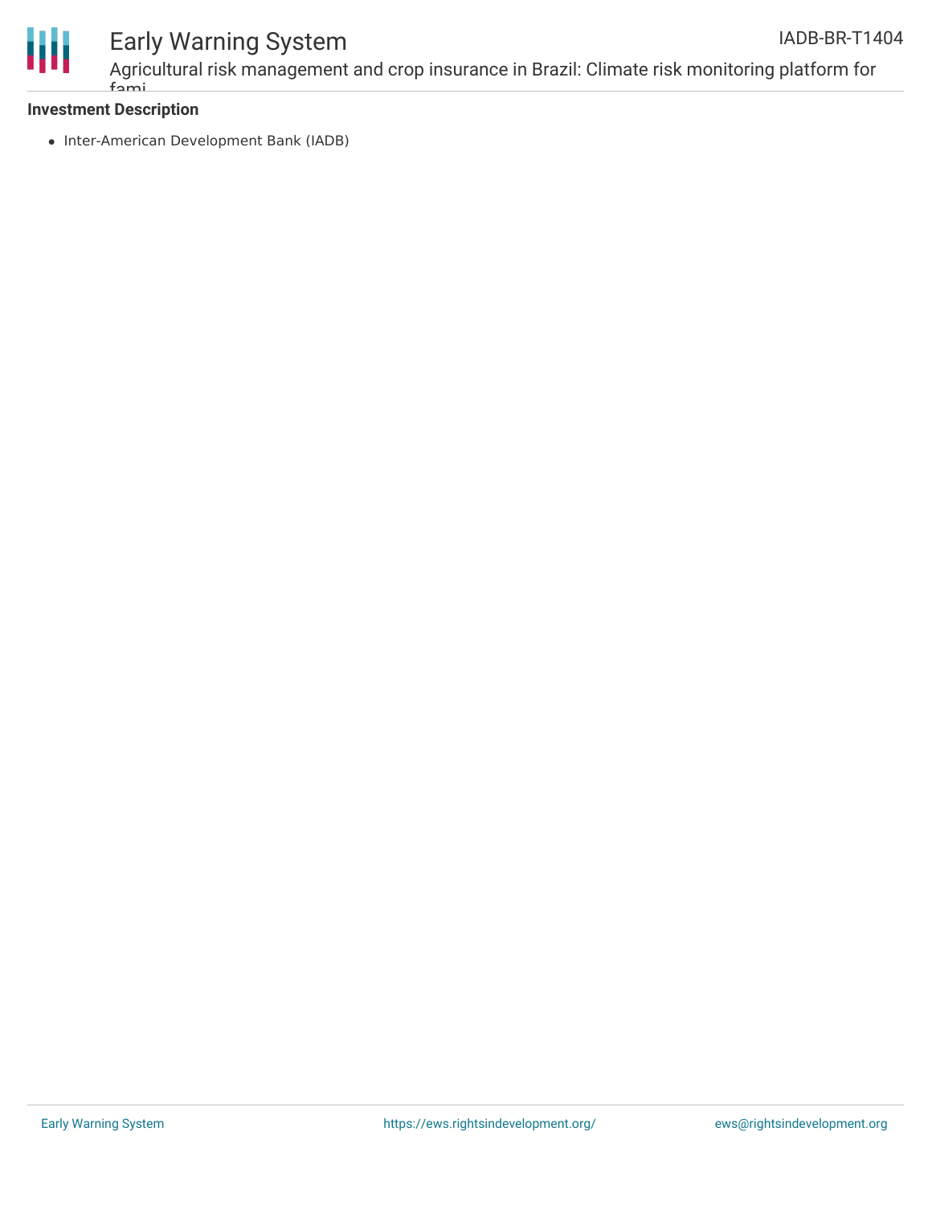### Investment Description

- Inter-American Development Bank (IADB)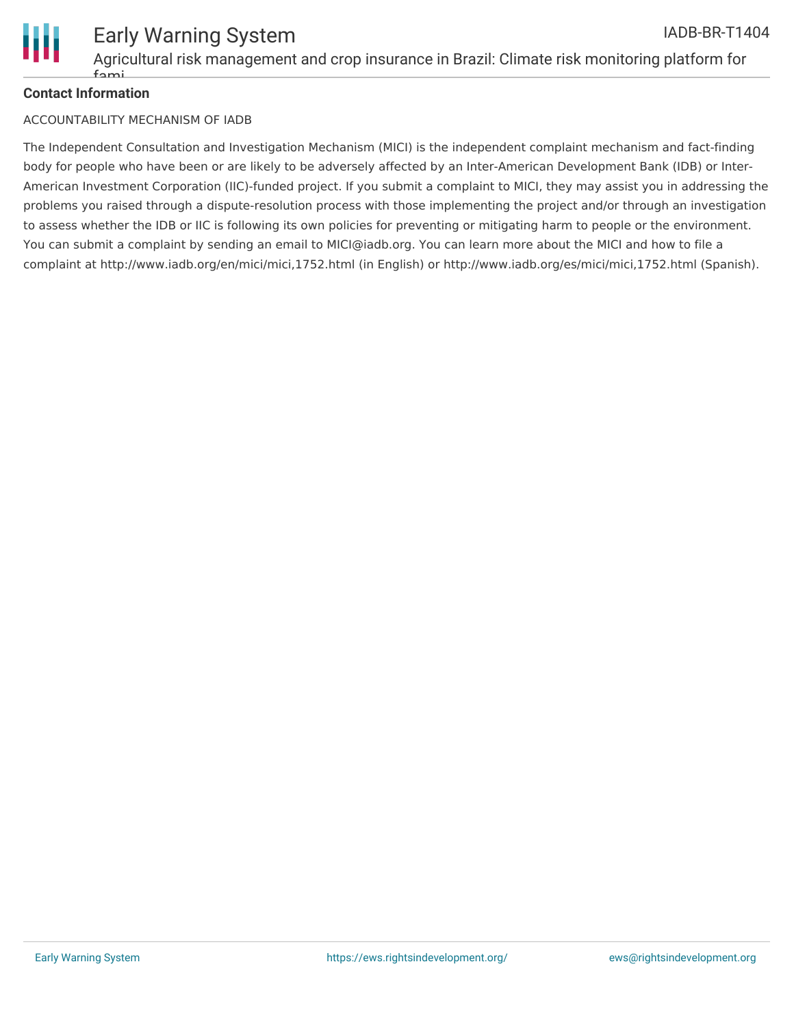**Contact Information**

ACCOUNTABILITY MECHANISM OF IADB

The Independent Consultation and Investigation Mechanism (MICI) is the independent complaint mechanism and fact-finding body for people who have been or are likely to be adversely affected by an Inter-American Development Bank (IDB) or Inter-American Investment Corporation (IIC)-funded project. If you submit a complaint to MICI, they may assist you in addressing the problems you raised through a dispute-resolution process with those implementing the project and/or through an investigation to assess whether the IDB or IIC is following its own policies for preventing or mitigating harm to people or the environment. You can submit a complaint by sending an email to MICI@iadb.org. You can learn more about the MICI and how to file a complaint at http://www.iadb.org/en/mici/mici,1752.html (in English) or http://www.iadb.org/es/mici/mici,1752.html (Spanish).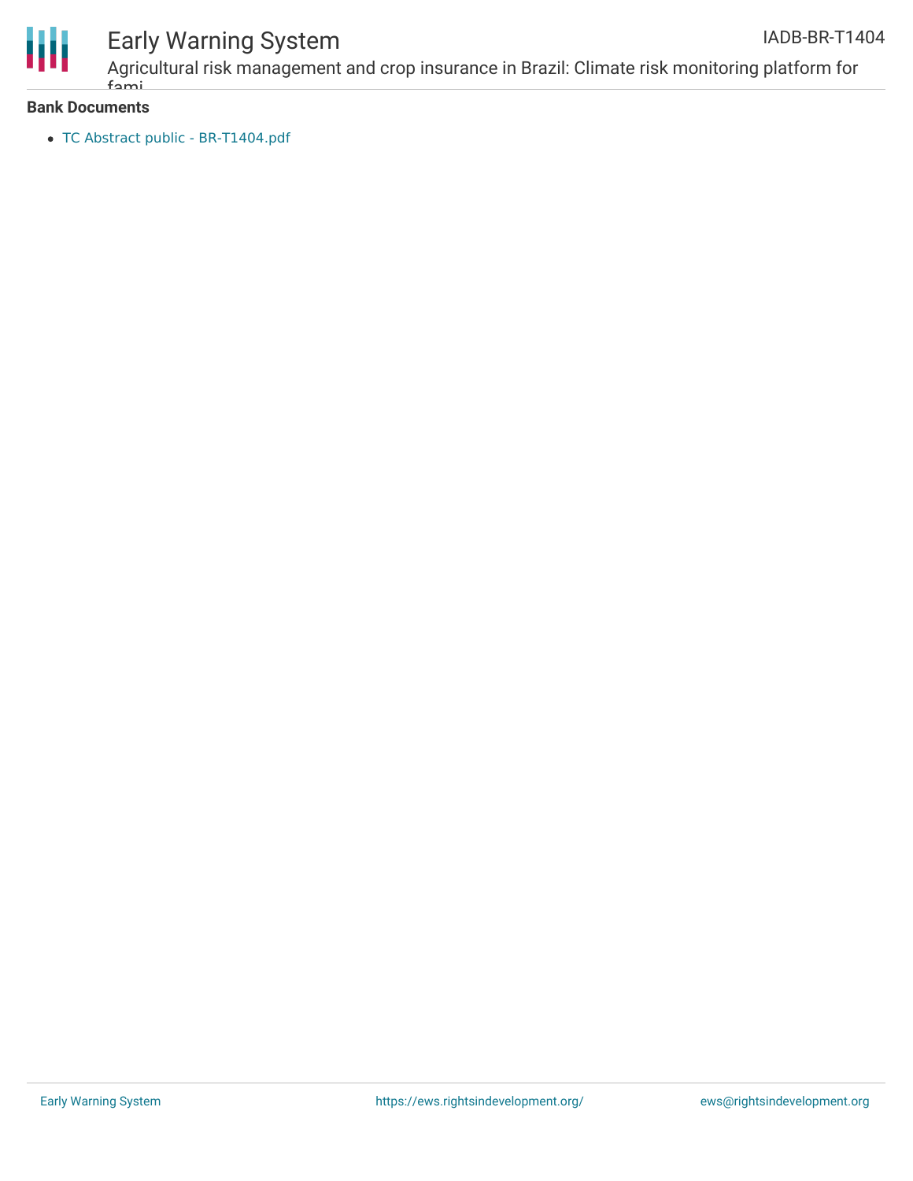**Bank Documents**

- TC Abstract public - BR-T1404.pdf